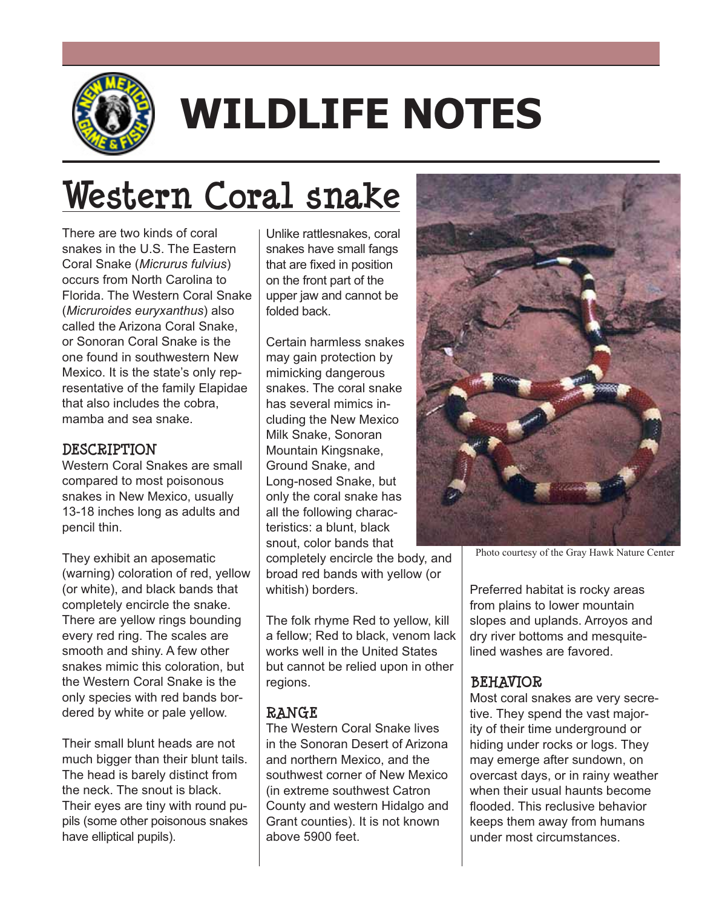# WILDLIFE NOTES

## Western Coral snake

There are two kinds of coral snakes in the U.S. The Eastern Coral Snake (*Micrurus fulvius*) occurs from North Carolina to Florida. The Western Coral Snake (*Micruroides euryxanthus*) also called the Arizona Coral Snake, or Sonoran Coral Snake is the one found in southwestern New Mexico. It is the state's only representative of the family Elapidae that also includes the cobra, mamba and sea snake.

### DESCRIPTION

Western Coral Snakes are small compared to most poisonous snakes in New Mexico, usually 13-18 inches long as adults and pencil thin.

They exhibit an aposematic (warning) coloration of red, yellow (or white), and black bands that completely encircle the snake. There are yellow rings bounding every red ring. The scales are smooth and shiny. A few other snakes mimic this coloration, but the Western Coral Snake is the only species with red bands bordered by white or pale yellow.

Their small blunt heads are not much bigger than their blunt tails. The head is barely distinct from the neck. The snout is black. Their eyes are tiny with round pupils (some other poisonous snakes have elliptical pupils).

Unlike rattlesnakes, coral snakes have small fangs that are fixed in position on the front part of the upper jaw and cannot be folded back.

Certain harmless snakes may gain protection by mimicking dangerous snakes. The coral snake has several mimics including the New Mexico Milk Snake, Sonoran Mountain Kingsnake, Ground Snake, and Long-nosed Snake, but only the coral snake has all the following characteristics: a blunt, black snout, color bands that completely encircle the body, and broad red bands with yellow (or whitish) borders.

The folk rhyme Red to yellow, kill a fellow; Red to black, venom lack works well in the United States but cannot be relied upon in other regions.

### RANGE

The Western Coral Snake lives in the Sonoran Desert of Arizona and northern Mexico, and the southwest corner of New Mexico (in extreme southwest Catron County and western Hidalgo and Grant counties). It is not known above 5900 feet.

Photo courtesy of the Gray Hawk Nature Center

Preferred habitat is rocky areas from plains to lower mountain slopes and uplands. Arroyos and dry river bottoms and mesquite-lined washes are favored.

### BEHAVIOR

Most coral snakes are very secretive. They spend the vast majority of their time underground or hiding under rocks or logs. They may emerge after sundown, on overcast days, or in rainy weather when their usual haunts become flooded. This reclusive behavior keeps them away from humans under most circumstances.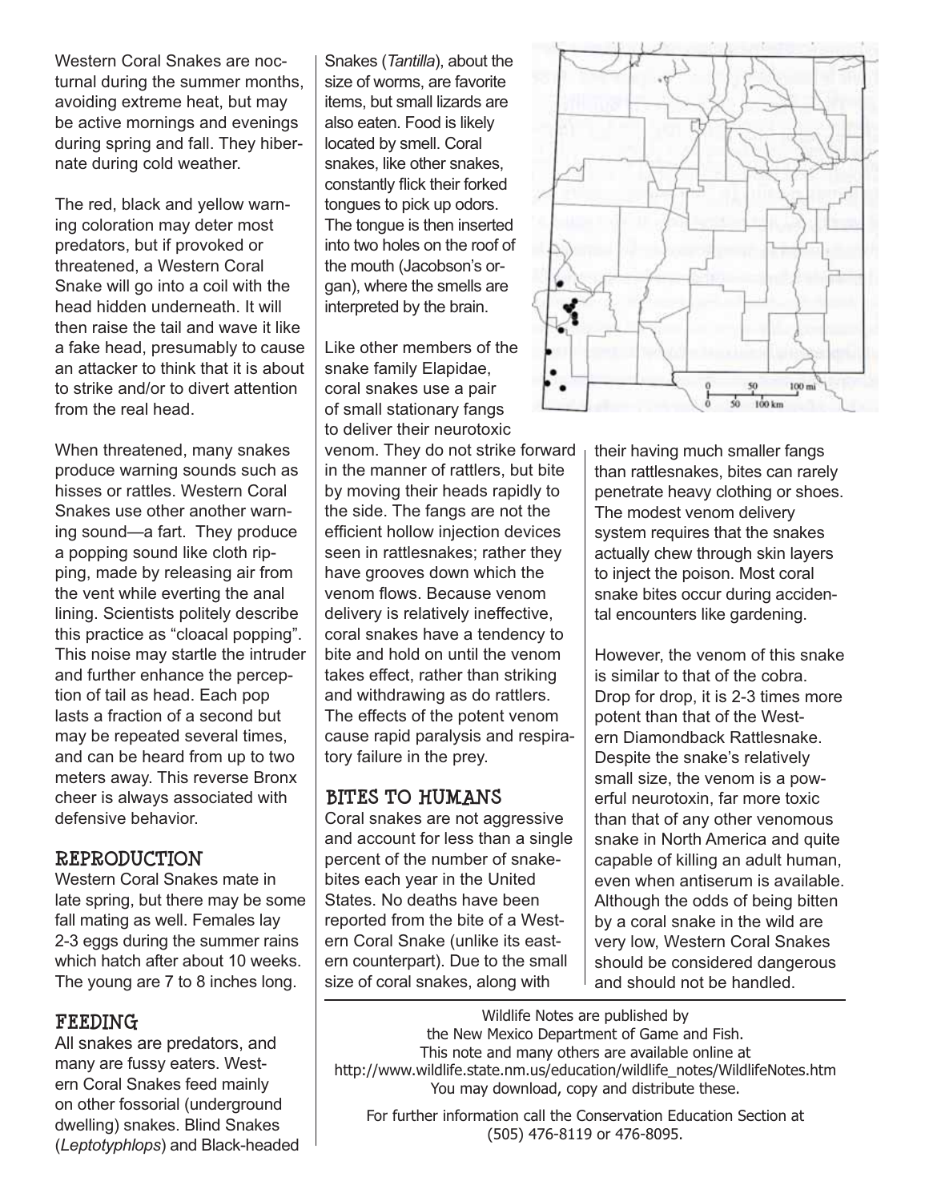Western Coral Snakes are nocturnal during the summer months, avoiding extreme heat, but may be active mornings and evenings during spring and fall. They hibernate during cold weather.

The red, black and yellow warning coloration may deter most predators, but if provoked or threatened, a Western Coral Snake will go into a coil with the head hidden underneath. It will then raise the tail and wave it like a fake head, presumably to cause an attacker to think that it is about to strike and/or to divert attention from the real head.

When threatened, many snakes produce warning sounds such as hisses or rattles. Western Coral Snakes use other another warning sound—a fart. They produce a popping sound like cloth ripping, made by releasing air from the vent while everting the anal lining. Scientists politely describe this practice as "cloacal popping". This noise may startle the intruder and further enhance the perception of tail as head. Each pop lasts a fraction of a second but may be repeated several times, and can be heard from up to two meters away. This reverse Bronx cheer is always associated with defensive behavior.

## REPRODUCTION

Western Coral Snakes mate in late spring, but there may be some fall mating as well. Females lay 2-3 eggs during the summer rains which hatch after about 10 weeks. The young are 7 to 8 inches long.

## FEEDING

All snakes are predators, and many are fussy eaters. Western Coral Snakes feed mainly on other fossorial (underground dwelling) snakes. Blind Snakes (*Leptotyphlops*) and Black-headed Snakes (*Tantilla*), about the size of worms, are favorite items, but small lizards are also eaten. Food is likely located by smell. Coral snakes, like other snakes, constantly flick their forked tongues to pick up odors. The tongue is then inserted into two holes on the roof of the mouth (Jacobson's organ), where the smells are interpreted by the brain.

Like other members of the snake family Elapidae, coral snakes use a pair of small stationary fangs to deliver their neurotoxic venom. They do not strike forward in the manner of rattlers, but bite by moving their heads rapidly to the side. The fangs are not the efficient hollow injection devices seen in rattlesnakes; rather they have grooves down which the venom flows. Because venom delivery is relatively ineffective, coral snakes have a tendency to bite and hold on until the venom takes effect, rather than striking and withdrawing as do rattlers. The effects of the potent venom cause rapid paralysis and respiratory failure in the prey.

0 50 100 mi

0 50 100 km

## BITES TO HUMANS

Coral snakes are not aggressive and account for less than a single percent of the number of snakebites each year in the United States. No deaths have been reported from the bite of a Western Coral Snake (unlike its eastern counterpart). Due to the small size of coral snakes, along with their having much smaller fangs than rattlesnakes, bites can rarely penetrate heavy clothing or shoes. The modest venom delivery system requires that the snakes actually chew through skin layers to inject the poison. Most coral snake bites occur during accidental encounters like gardening.

However, the venom of this snake is similar to that of the cobra. Drop for drop, it is 2-3 times more potent than that of the Western Diamondback Rattlesnake. Despite the snake's relatively small size, the venom is a powerful neurotoxin, far more toxic than that of any other venomous snake in North America and quite capable of killing an adult human, even when antiserum is available. Although the odds of being bitten by a coral snake in the wild are very low, Western Coral Snakes should be considered dangerous and should not be handled.

---

Wildlife Notes are published by the New Mexico Department of Game and Fish.
This note and many others are available online at
http://www.wildlife.state.nm.us/education/wildlife_notes/WildlifeNotes.htm
You may download, copy and distribute these.

For further information call the Conservation Education Section at (505) 476-8119 or 476-8095.